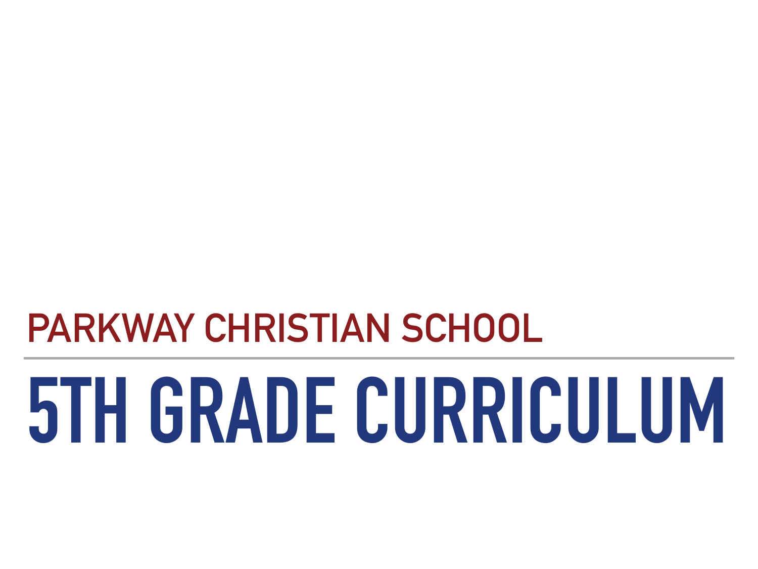## PARKWAY CHRISTIAN SCHOOL

# 5TH GRADE CURRICULUM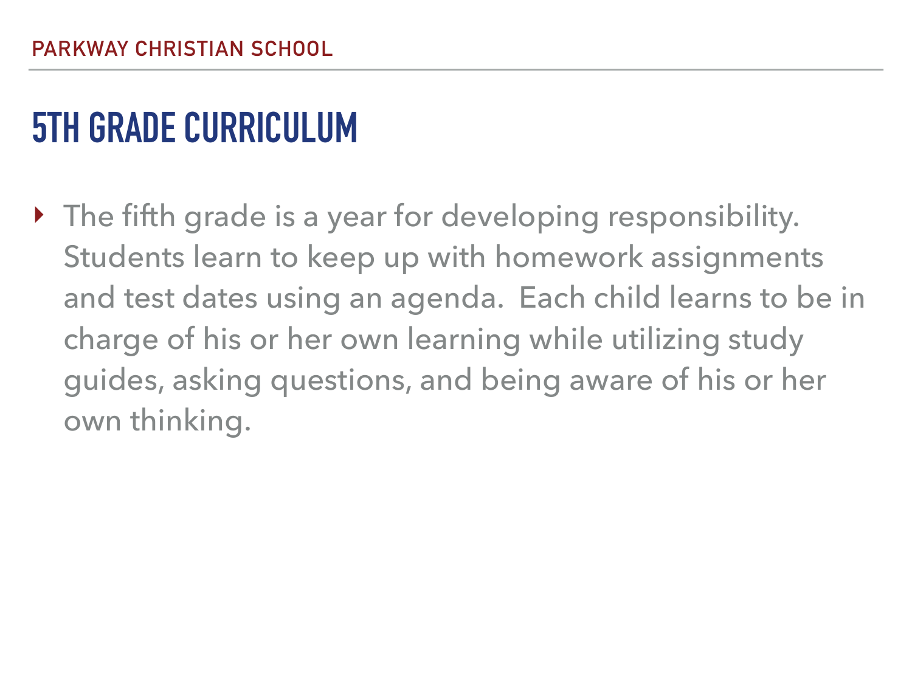# 5TH GRADE CURRICULUM

- The fifth grade is a year for developing responsibility. Students learn to keep up with homework assignments and test dates using an agenda. Each child learns to be in charge of his or her own learning while utilizing study guides, asking questions, and being aware of his or her own thinking.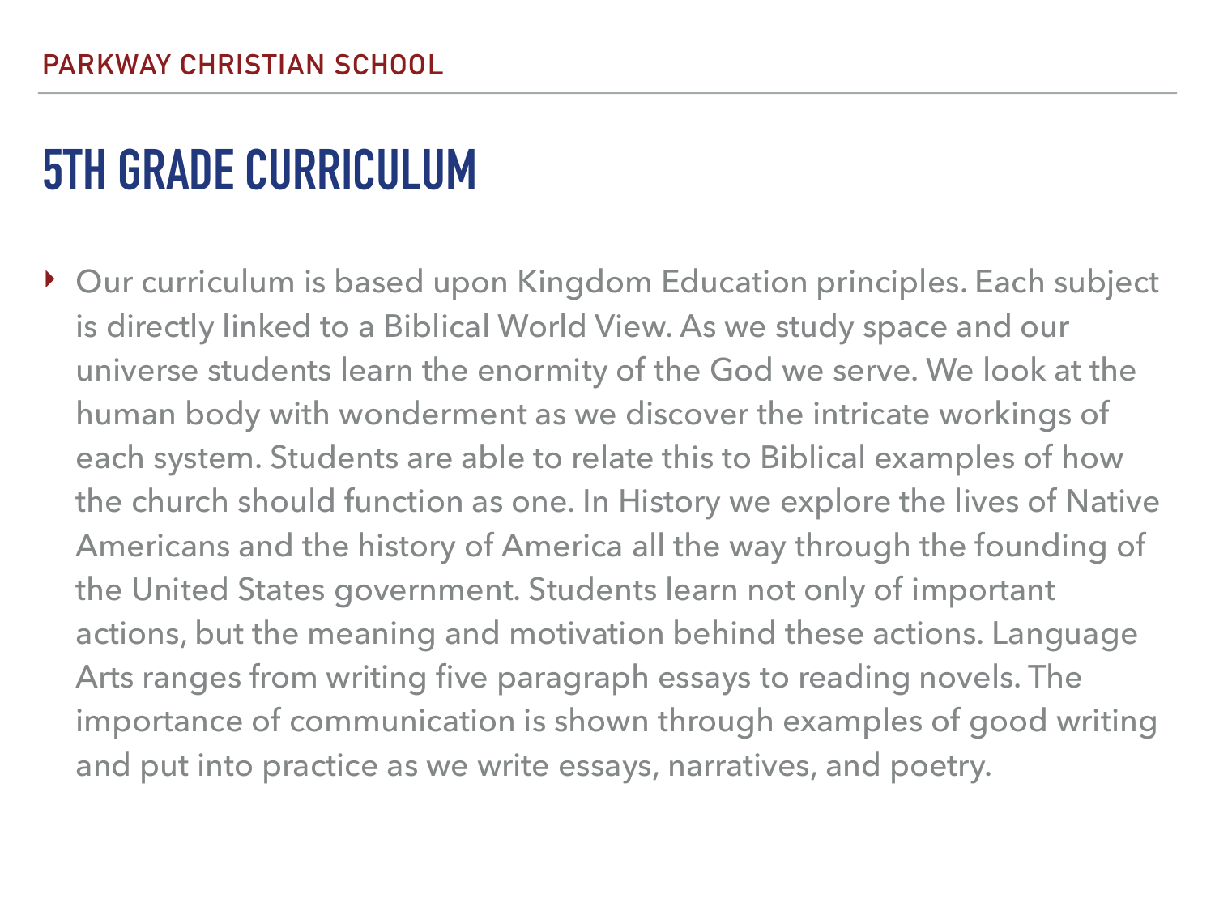# 5TH GRADE CURRICULUM

- Our curriculum is based upon Kingdom Education principles. Each subject is directly linked to a Biblical World View. As we study space and our universe students learn the enormity of the God we serve. We look at the human body with wonderment as we discover the intricate workings of each system. Students are able to relate this to Biblical examples of how the church should function as one. In History we explore the lives of Native Americans and the history of America all the way through the founding of the United States government. Students learn not only of important actions, but the meaning and motivation behind these actions. Language Arts ranges from writing five paragraph essays to reading novels. The importance of communication is shown through examples of good writing and put into practice as we write essays, narratives, and poetry.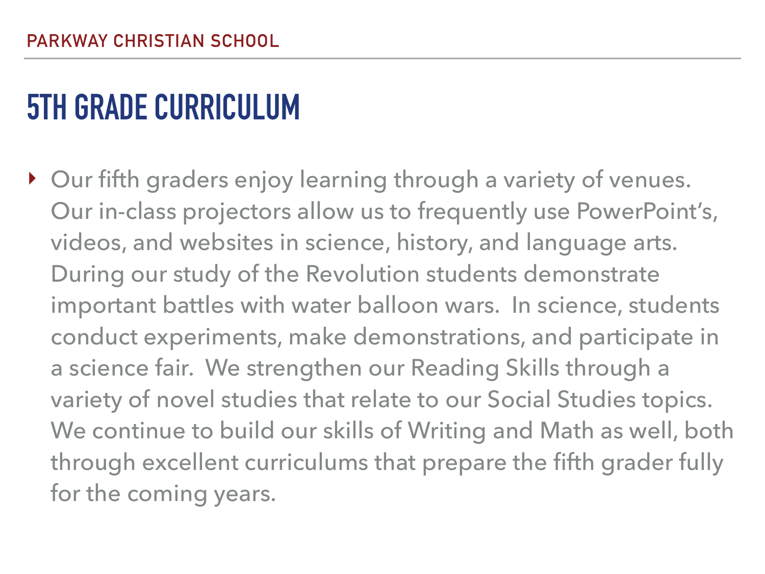# 5TH GRADE CURRICULUM

- Our fifth graders enjoy learning through a variety of venues. Our in-class projectors allow us to frequently use PowerPoint's, videos, and websites in science, history, and language arts. During our study of the Revolution students demonstrate important battles with water balloon wars. In science, students conduct experiments, make demonstrations, and participate in a science fair. We strengthen our Reading Skills through a variety of novel studies that relate to our Social Studies topics. We continue to build our skills of Writing and Math as well, both through excellent curriculums that prepare the fifth grader fully for the coming years.